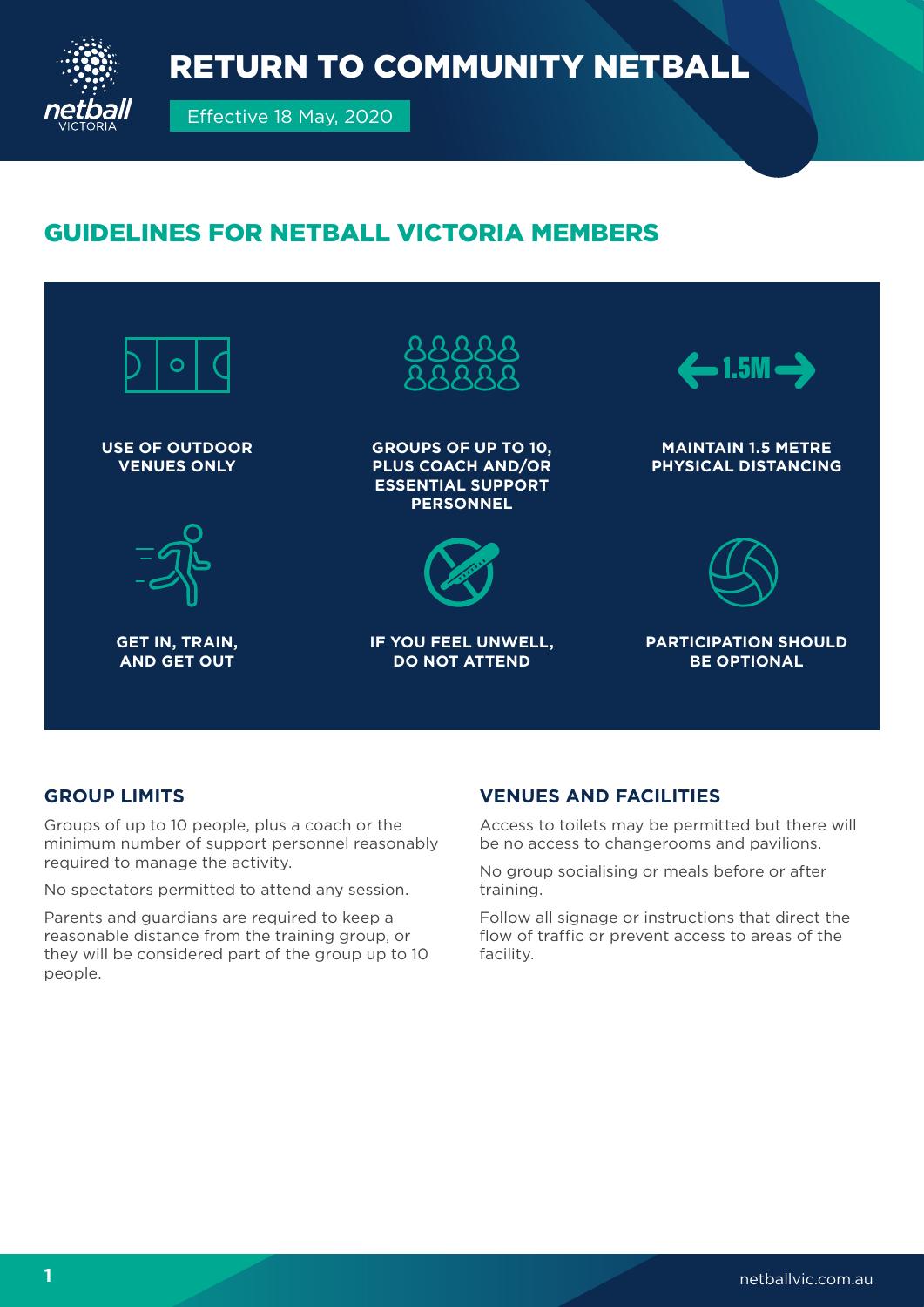# RETURN TO COMMUNITY NETBALL

Effective 18 May, 2020

## GUIDELINES FOR NETBALL VICTORIA MEMBERS

**USE OF OUTDOOR VENUES ONLY**

**GROUPS OF UP TO 10, PLUS COACH AND/OR ESSENTIAL SUPPORT PERSONNEL**

**MAINTAIN 1.5 METRE PHYSICAL DISTANCING**

**GET IN, TRAIN, AND GET OUT**

**IF YOU FEEL UNWELL, DO NOT ATTEND**

**PARTICIPATION SHOULD BE OPTIONAL**

### GROUP LIMITS

Groups of up to 10 people, plus a coach or the minimum number of support personnel reasonably required to manage the activity.

No spectators permitted to attend any session.

Parents and guardians are required to keep a reasonable distance from the training group, or they will be considered part of the group up to 10 people.

### VENUES AND FACILITIES

Access to toilets may be permitted but there will be no access to changerooms and pavilions.

No group socialising or meals before or after training.

Follow all signage or instructions that direct the flow of traffic or prevent access to areas of the facility.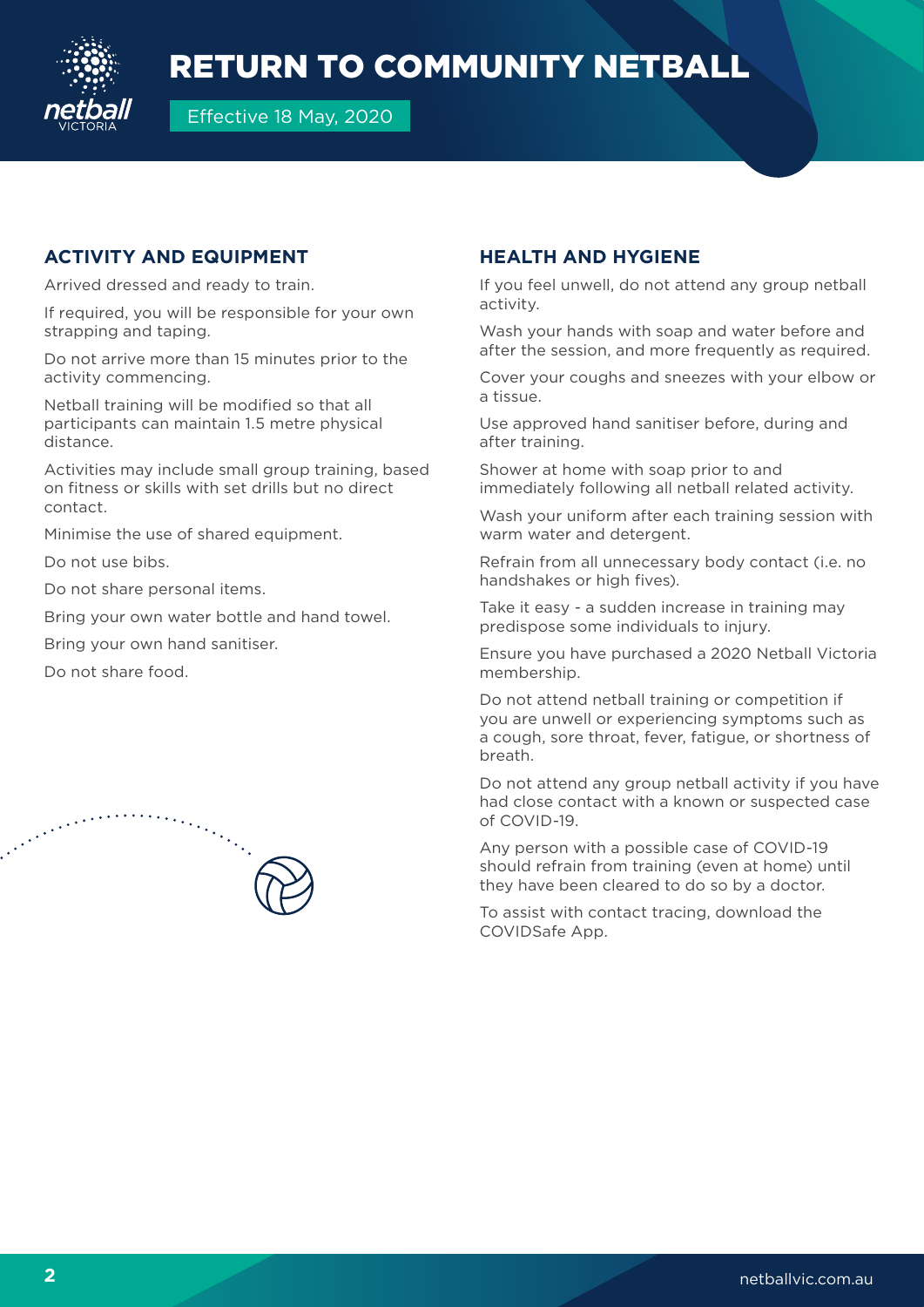# RETURN TO COMMUNITY NETBALL

Effective 18 May, 2020

## ACTIVITY AND EQUIPMENT

Arrived dressed and ready to train.

If required, you will be responsible for your own strapping and taping.

Do not arrive more than 15 minutes prior to the activity commencing.

Netball training will be modified so that all participants can maintain 1.5 metre physical distance.

Activities may include small group training, based on fitness or skills with set drills but no direct contact.

Minimise the use of shared equipment.

Do not use bibs.

Do not share personal items.

Bring your own water bottle and hand towel.

Bring your own hand sanitiser.

Do not share food.

## HEALTH AND HYGIENE

If you feel unwell, do not attend any group netball activity.

Wash your hands with soap and water before and after the session, and more frequently as required.

Cover your coughs and sneezes with your elbow or a tissue.

Use approved hand sanitiser before, during and after training.

Shower at home with soap prior to and immediately following all netball related activity.

Wash your uniform after each training session with warm water and detergent.

Refrain from all unnecessary body contact (i.e. no handshakes or high fives).

Take it easy - a sudden increase in training may predispose some individuals to injury.

Ensure you have purchased a 2020 Netball Victoria membership.

Do not attend netball training or competition if you are unwell or experiencing symptoms such as a cough, sore throat, fever, fatigue, or shortness of breath.

Do not attend any group netball activity if you have had close contact with a known or suspected case of COVID-19.

Any person with a possible case of COVID-19 should refrain from training (even at home) until they have been cleared to do so by a doctor.

To assist with contact tracing, download the COVIDSafe App.